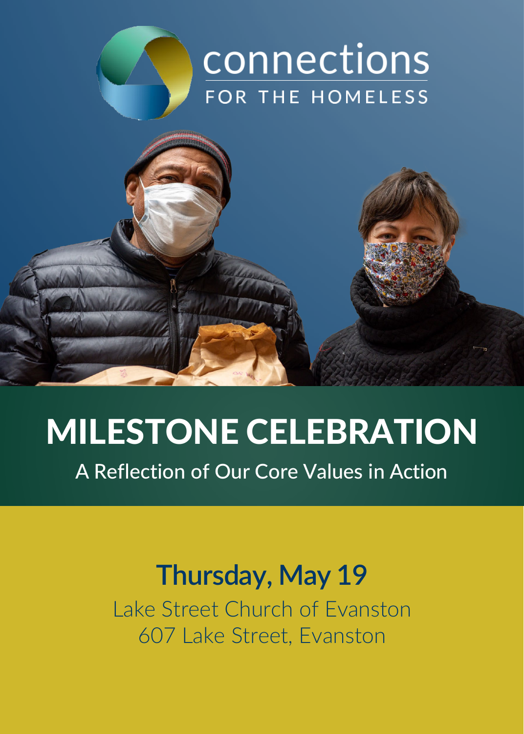connections
FOR THE HOMELESS

# MILESTONE CELEBRATION

A Reflection of Our Core Values in Action

## Thursday, May 19

Lake Street Church of Evanston
607 Lake Street, Evanston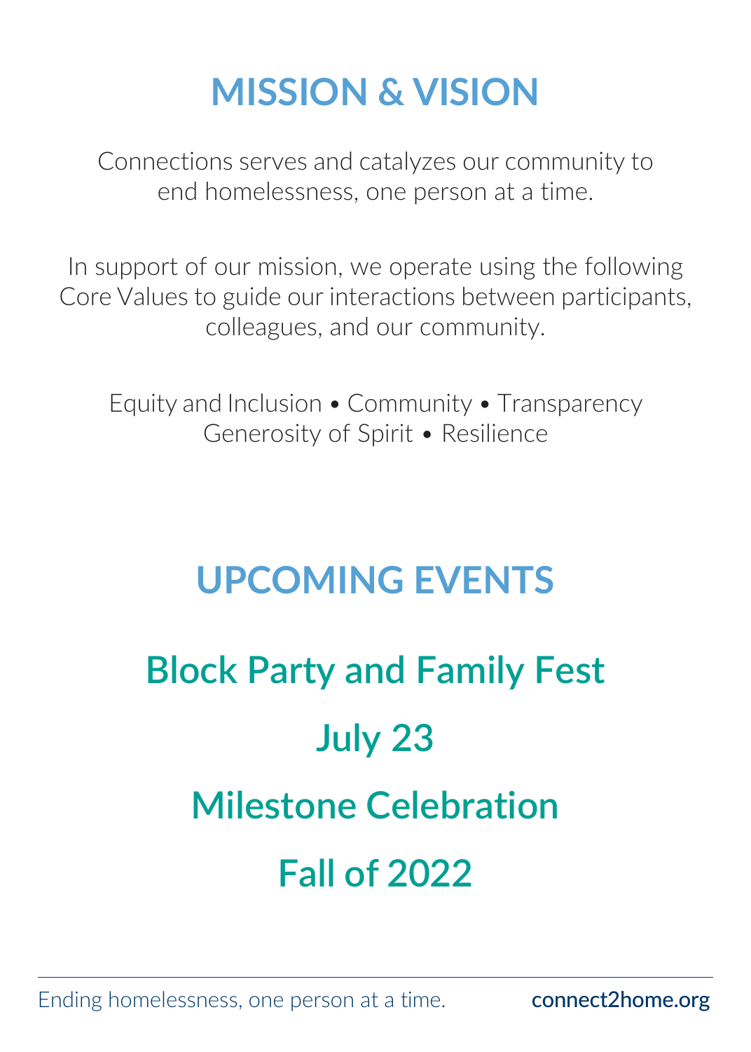# MISSION & VISION

Connections serves and catalyzes our community to end homelessness, one person at a time.

In support of our mission, we operate using the following Core Values to guide our interactions between participants, colleagues, and our community.

Equity and Inclusion • Community • Transparency
Generosity of Spirit • Resilience

# UPCOMING EVENTS

## Block Party and Family Fest

## July 23

## Milestone Celebration

## Fall of 2022

Ending homelessness, one person at a time. **connect2home.org**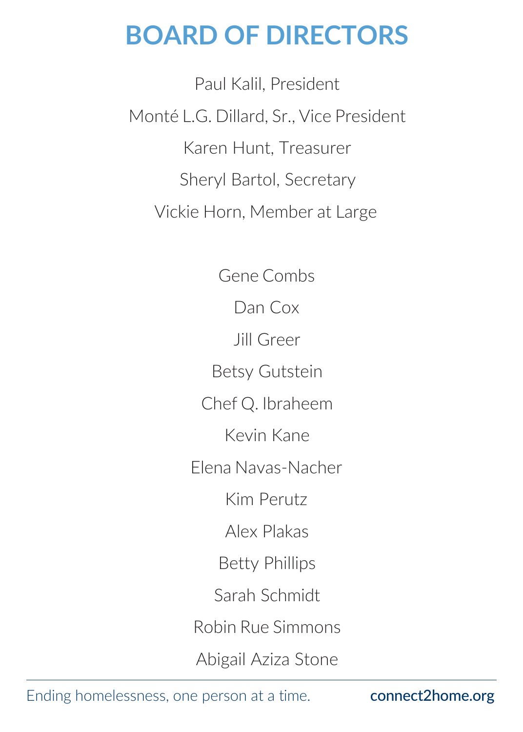# BOARD OF DIRECTORS

Paul Kalil, President

Monté L.G. Dillard, Sr., Vice President

Karen Hunt, Treasurer

Sheryl Bartol, Secretary

Vickie Horn, Member at Large

Gene Combs

Dan Cox

Jill Greer

Betsy Gutstein

Chef Q. Ibraheem

Kevin Kane

Elena Navas-Nacher

Kim Perutz

Alex Plakas

Betty Phillips

Sarah Schmidt

Robin Rue Simmons

Abigail Aziza Stone

Ending homelessness, one person at a time.

**connect2home.org**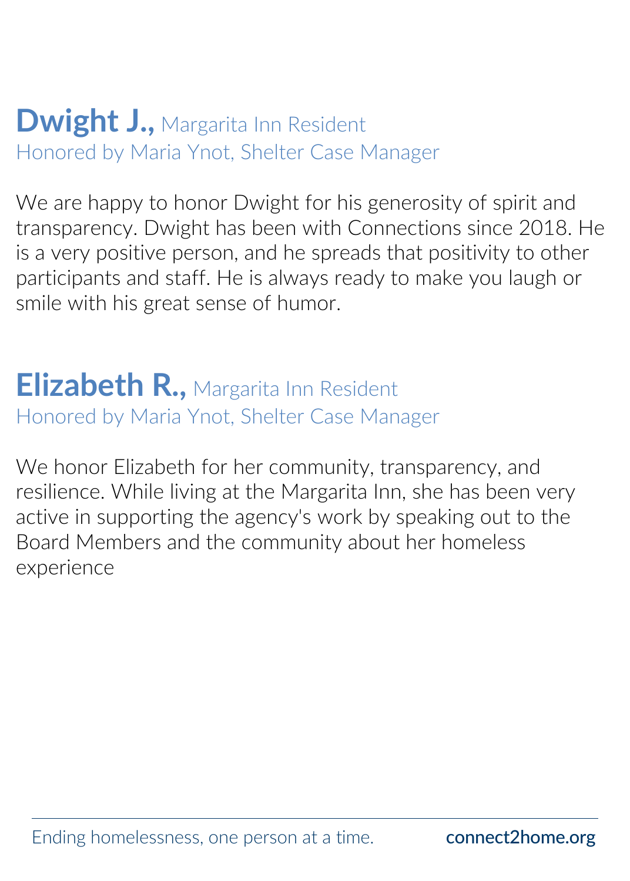## **Dwight J.,** Margarita Inn Resident
Honored by Maria Ynot, Shelter Case Manager

We are happy to honor Dwight for his generosity of spirit and transparency. Dwight has been with Connections since 2018. He is a very positive person, and he spreads that positivity to other participants and staff. He is always ready to make you laugh or smile with his great sense of humor.

## **Elizabeth R.,** Margarita Inn Resident
Honored by Maria Ynot, Shelter Case Manager

We honor Elizabeth for her community, transparency, and resilience. While living at the Margarita Inn, she has been very active in supporting the agency's work by speaking out to the Board Members and the community about her homeless experience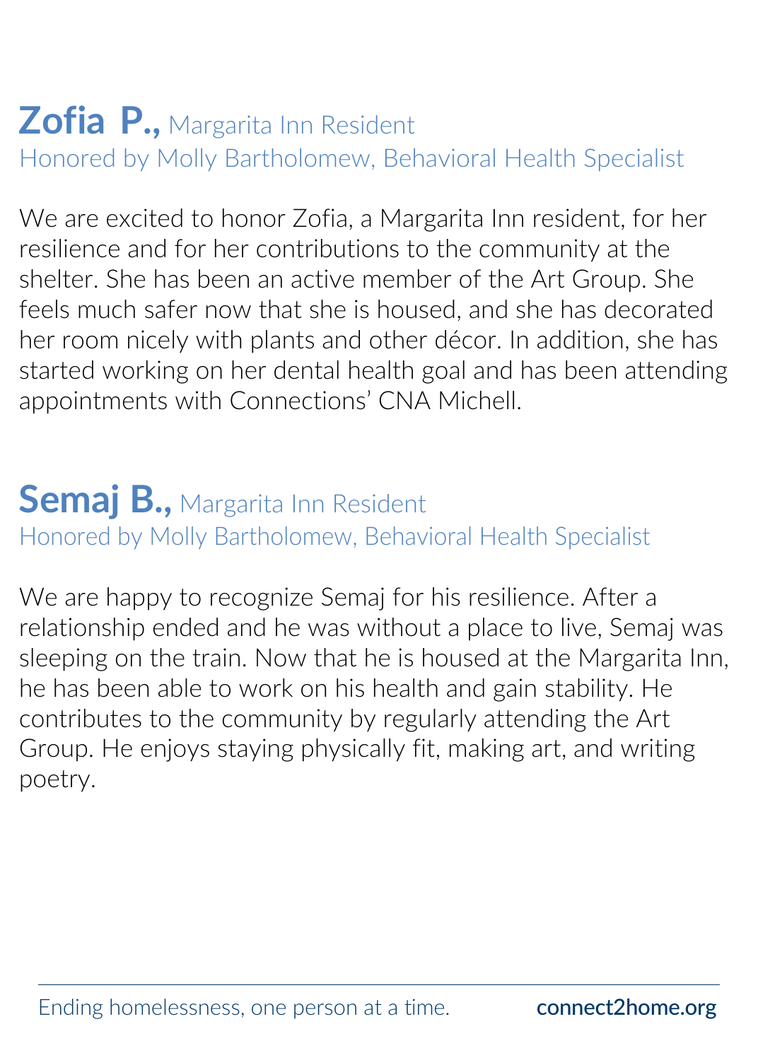## **Zofia P.,** Margarita Inn Resident

Honored by Molly Bartholomew, Behavioral Health Specialist

We are excited to honor Zofia, a Margarita Inn resident, for her resilience and for her contributions to the community at the shelter. She has been an active member of the Art Group. She feels much safer now that she is housed, and she has decorated her room nicely with plants and other décor. In addition, she has started working on her dental health goal and has been attending appointments with Connections' CNA Michell.

## **Semaj B.,** Margarita Inn Resident

Honored by Molly Bartholomew, Behavioral Health Specialist

We are happy to recognize Semaj for his resilience. After a relationship ended and he was without a place to live, Semaj was sleeping on the train. Now that he is housed at the Margarita Inn, he has been able to work on his health and gain stability. He contributes to the community by regularly attending the Art Group. He enjoys staying physically fit, making art, and writing poetry.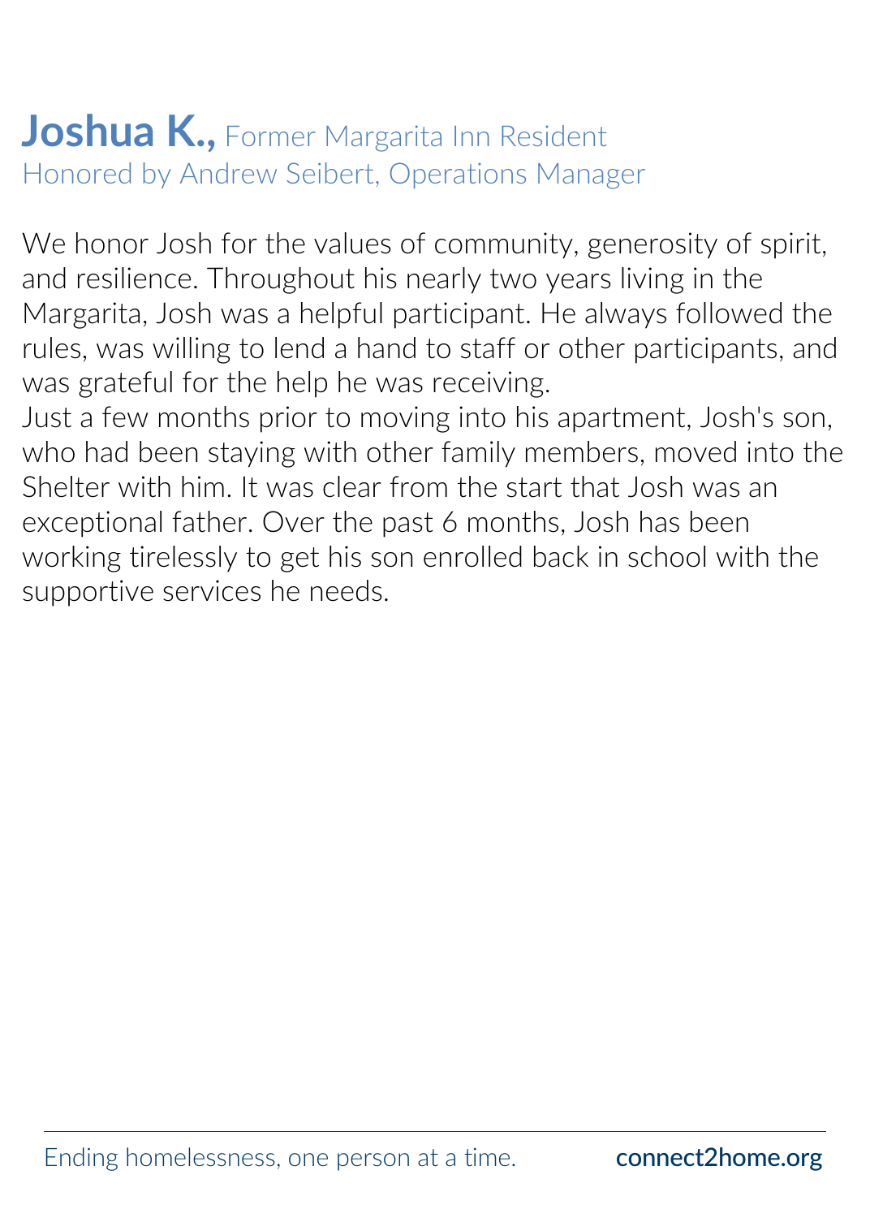# **Joshua K.,** Former Margarita Inn Resident

Honored by Andrew Seibert, Operations Manager

We honor Josh for the values of community, generosity of spirit, and resilience. Throughout his nearly two years living in the Margarita, Josh was a helpful participant. He always followed the rules, was willing to lend a hand to staff or other participants, and was grateful for the help he was receiving.

Just a few months prior to moving into his apartment, Josh's son, who had been staying with other family members, moved into the Shelter with him. It was clear from the start that Josh was an exceptional father. Over the past 6 months, Josh has been working tirelessly to get his son enrolled back in school with the supportive services he needs.

Ending homelessness, one person at a time. **connect2home.org**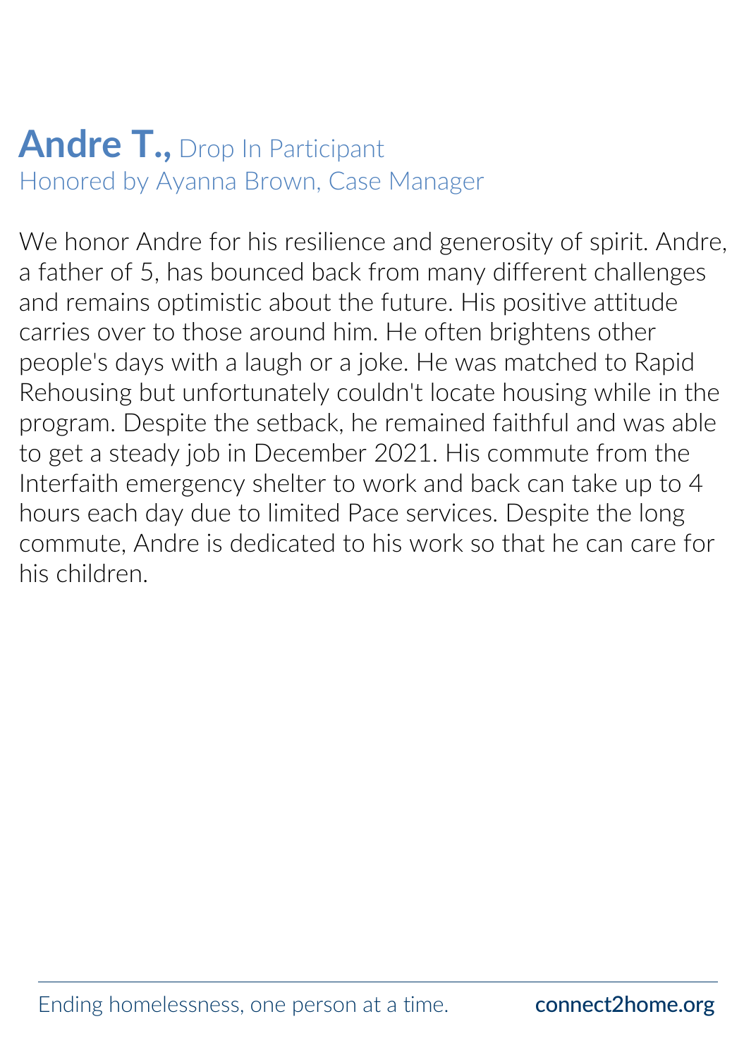## **Andre T.,** Drop In Participant
Honored by Ayanna Brown, Case Manager

We honor Andre for his resilience and generosity of spirit. Andre, a father of 5, has bounced back from many different challenges and remains optimistic about the future. His positive attitude carries over to those around him. He often brightens other people's days with a laugh or a joke. He was matched to Rapid Rehousing but unfortunately couldn't locate housing while in the program. Despite the setback, he remained faithful and was able to get a steady job in December 2021. His commute from the Interfaith emergency shelter to work and back can take up to 4 hours each day due to limited Pace services. Despite the long commute, Andre is dedicated to his work so that he can care for his children.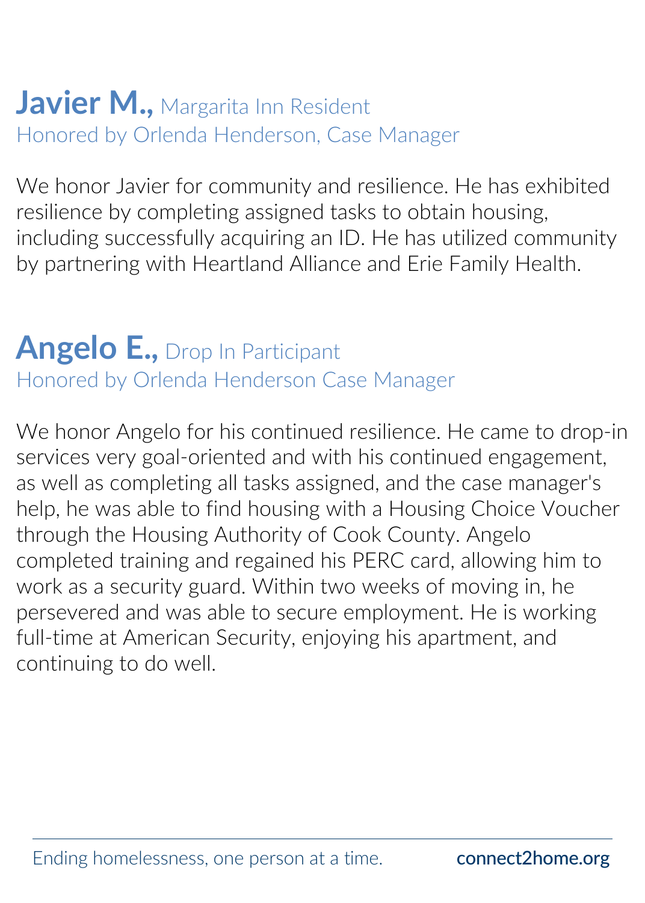## **Javier M.,** Margarita Inn Resident

Honored by Orlenda Henderson, Case Manager

We honor Javier for community and resilience. He has exhibited resilience by completing assigned tasks to obtain housing, including successfully acquiring an ID. He has utilized community by partnering with Heartland Alliance and Erie Family Health.

## **Angelo E.,** Drop In Participant

Honored by Orlenda Henderson Case Manager

We honor Angelo for his continued resilience. He came to drop-in services very goal-oriented and with his continued engagement, as well as completing all tasks assigned, and the case manager's help, he was able to find housing with a Housing Choice Voucher through the Housing Authority of Cook County. Angelo completed training and regained his PERC card, allowing him to work as a security guard. Within two weeks of moving in, he persevered and was able to secure employment. He is working full-time at American Security, enjoying his apartment, and continuing to do well.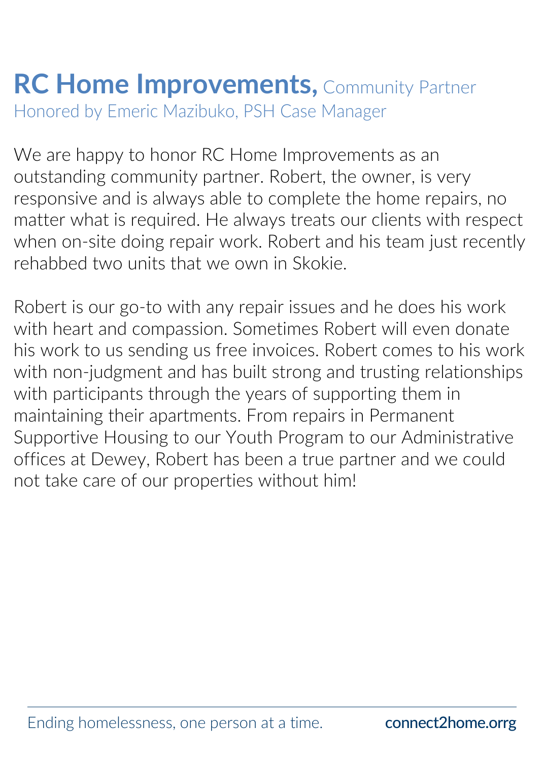# **RC Home Improvements,** Community Partner

Honored by Emeric Mazibuko, PSH Case Manager

We are happy to honor RC Home Improvements as an outstanding community partner. Robert, the owner, is very responsive and is always able to complete the home repairs, no matter what is required. He always treats our clients with respect when on-site doing repair work. Robert and his team just recently rehabbed two units that we own in Skokie.

Robert is our go-to with any repair issues and he does his work with heart and compassion. Sometimes Robert will even donate his work to us sending us free invoices. Robert comes to his work with non-judgment and has built strong and trusting relationships with participants through the years of supporting them in maintaining their apartments. From repairs in Permanent Supportive Housing to our Youth Program to our Administrative offices at Dewey, Robert has been a true partner and we could not take care of our properties without him!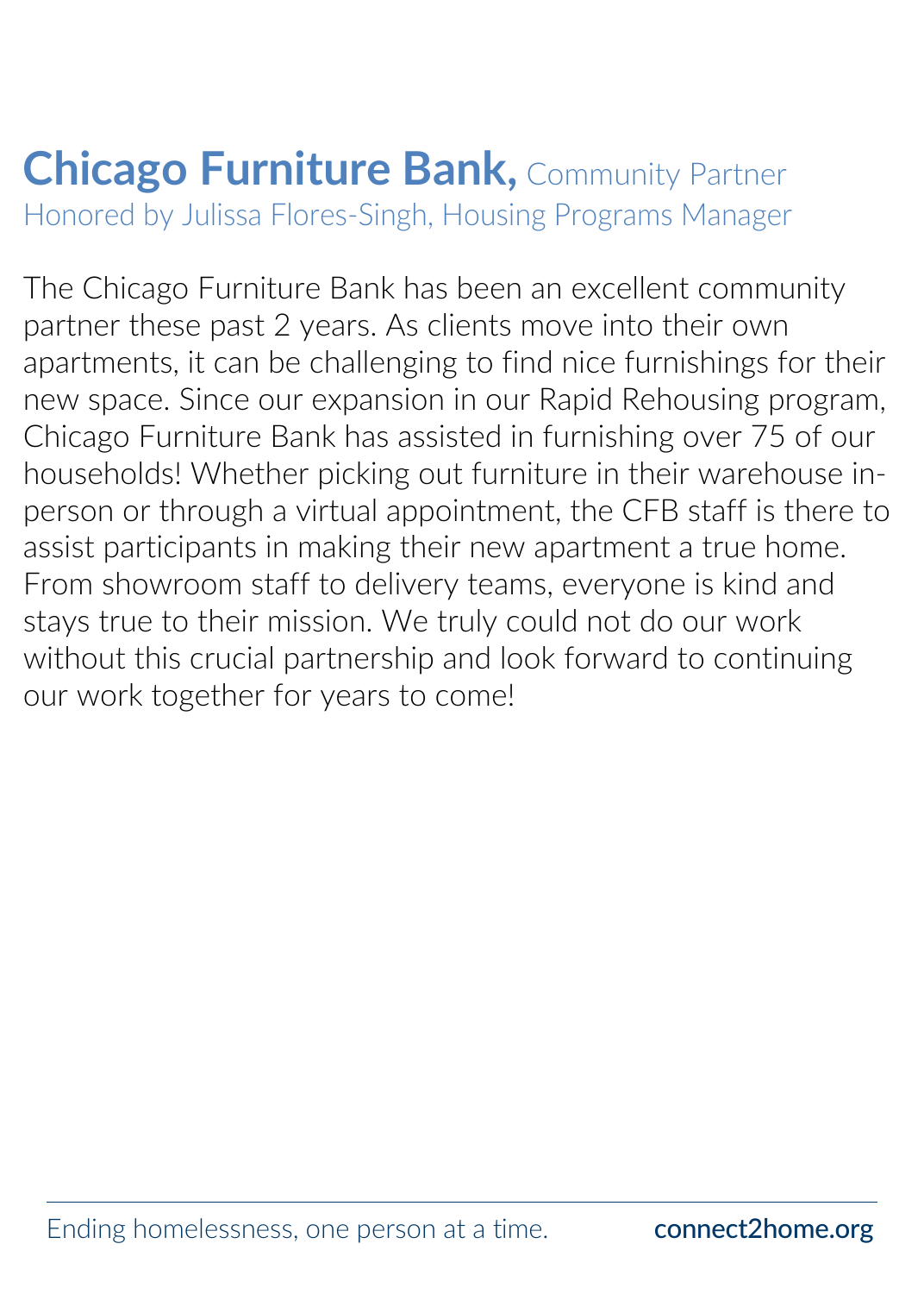## **Chicago Furniture Bank,** Community Partner

Honored by Julissa Flores-Singh, Housing Programs Manager

The Chicago Furniture Bank has been an excellent community partner these past 2 years. As clients move into their own apartments, it can be challenging to find nice furnishings for their new space. Since our expansion in our Rapid Rehousing program, Chicago Furniture Bank has assisted in furnishing over 75 of our households! Whether picking out furniture in their warehouse in-person or through a virtual appointment, the CFB staff is there to assist participants in making their new apartment a true home. From showroom staff to delivery teams, everyone is kind and stays true to their mission. We truly could not do our work without this crucial partnership and look forward to continuing our work together for years to come!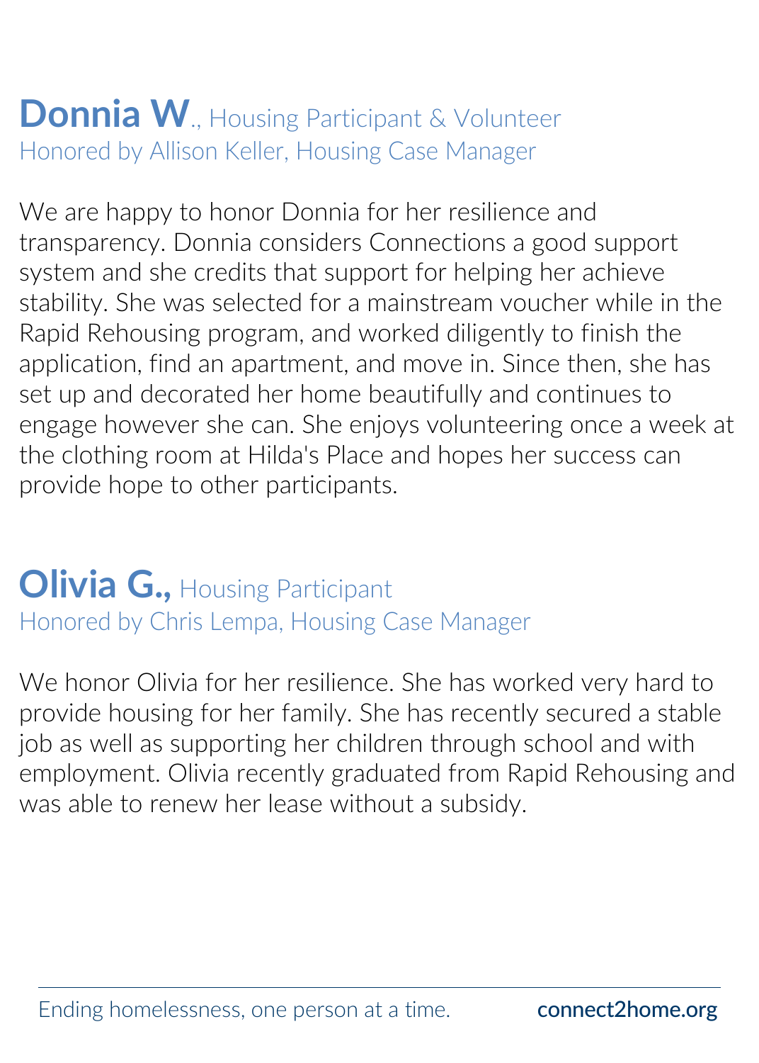## **Donnia W.**, Housing Participant & Volunteer

Honored by Allison Keller, Housing Case Manager

We are happy to honor Donnia for her resilience and transparency. Donnia considers Connections a good support system and she credits that support for helping her achieve stability. She was selected for a mainstream voucher while in the Rapid Rehousing program, and worked diligently to finish the application, find an apartment, and move in. Since then, she has set up and decorated her home beautifully and continues to engage however she can. She enjoys volunteering once a week at the clothing room at Hilda's Place and hopes her success can provide hope to other participants.

## **Olivia G.,** Housing Participant

Honored by Chris Lempa, Housing Case Manager

We honor Olivia for her resilience. She has worked very hard to provide housing for her family. She has recently secured a stable job as well as supporting her children through school and with employment. Olivia recently graduated from Rapid Rehousing and was able to renew her lease without a subsidy.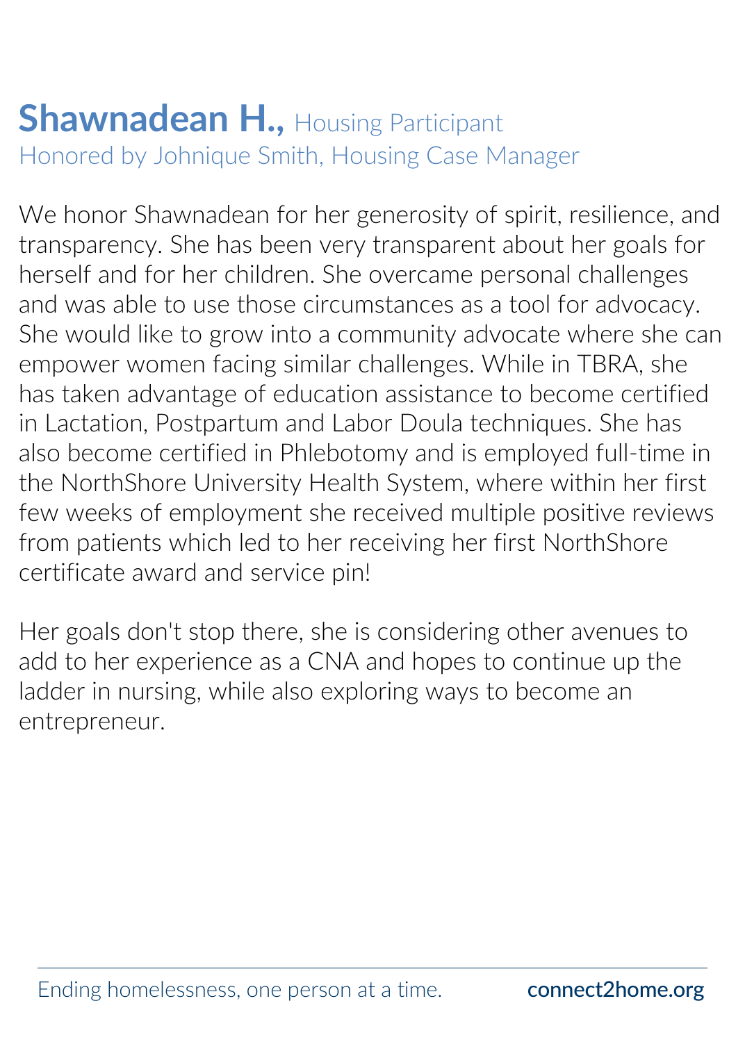## **Shawnadean H.,** Housing Participant

Honored by Johnique Smith, Housing Case Manager

We honor Shawnadean for her generosity of spirit, resilience, and transparency. She has been very transparent about her goals for herself and for her children. She overcame personal challenges and was able to use those circumstances as a tool for advocacy. She would like to grow into a community advocate where she can empower women facing similar challenges. While in TBRA, she has taken advantage of education assistance to become certified in Lactation, Postpartum and Labor Doula techniques. She has also become certified in Phlebotomy and is employed full-time in the NorthShore University Health System, where within her first few weeks of employment she received multiple positive reviews from patients which led to her receiving her first NorthShore certificate award and service pin!

Her goals don't stop there, she is considering other avenues to add to her experience as a CNA and hopes to continue up the ladder in nursing, while also exploring ways to become an entrepreneur.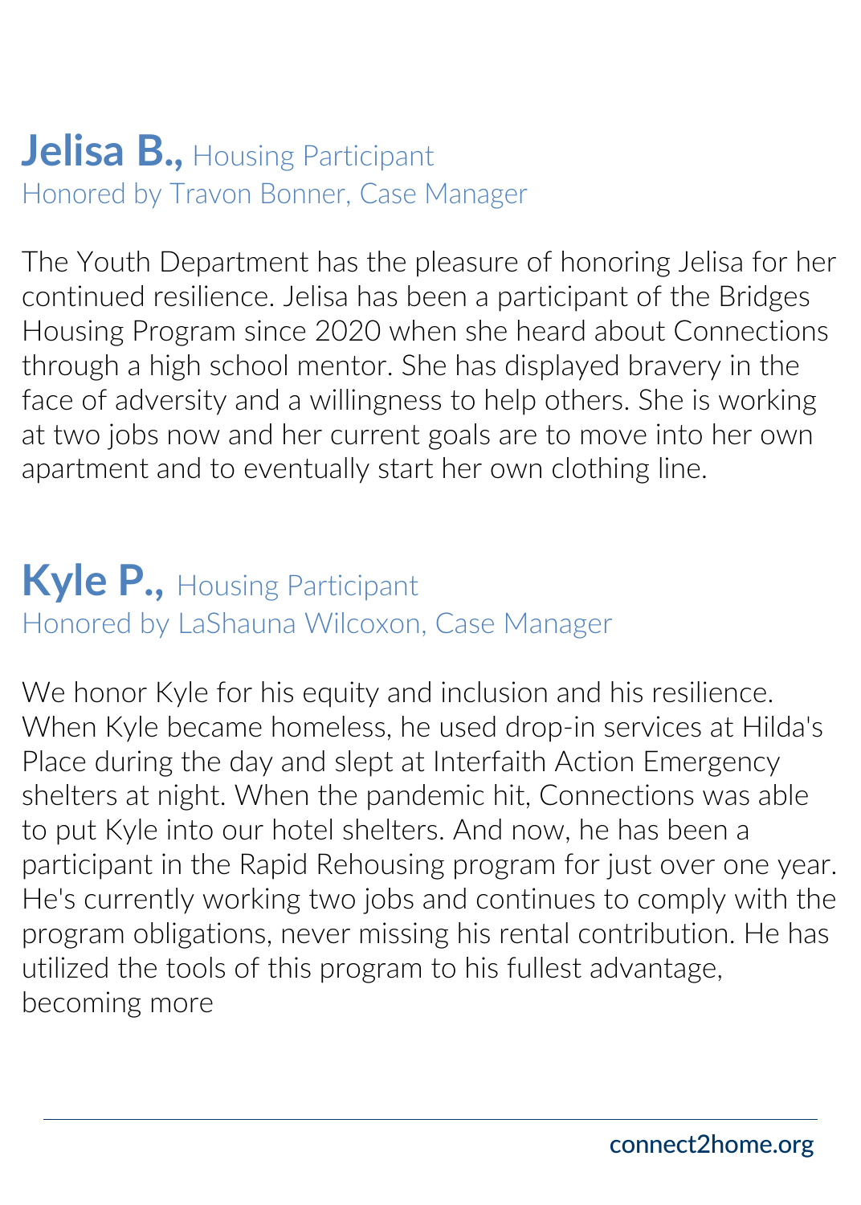## **Jelisa B.**, Housing Participant

Honored by Travon Bonner, Case Manager

The Youth Department has the pleasure of honoring Jelisa for her continued resilience. Jelisa has been a participant of the Bridges Housing Program since 2020 when she heard about Connections through a high school mentor. She has displayed bravery in the face of adversity and a willingness to help others. She is working at two jobs now and her current goals are to move into her own apartment and to eventually start her own clothing line.

## **Kyle P.**, Housing Participant

Honored by LaShauna Wilcoxon, Case Manager

We honor Kyle for his equity and inclusion and his resilience. When Kyle became homeless, he used drop-in services at Hilda's Place during the day and slept at Interfaith Action Emergency shelters at night. When the pandemic hit, Connections was able to put Kyle into our hotel shelters. And now, he has been a participant in the Rapid Rehousing program for just over one year. He's currently working two jobs and continues to comply with the program obligations, never missing his rental contribution. He has utilized the tools of this program to his fullest advantage, becoming more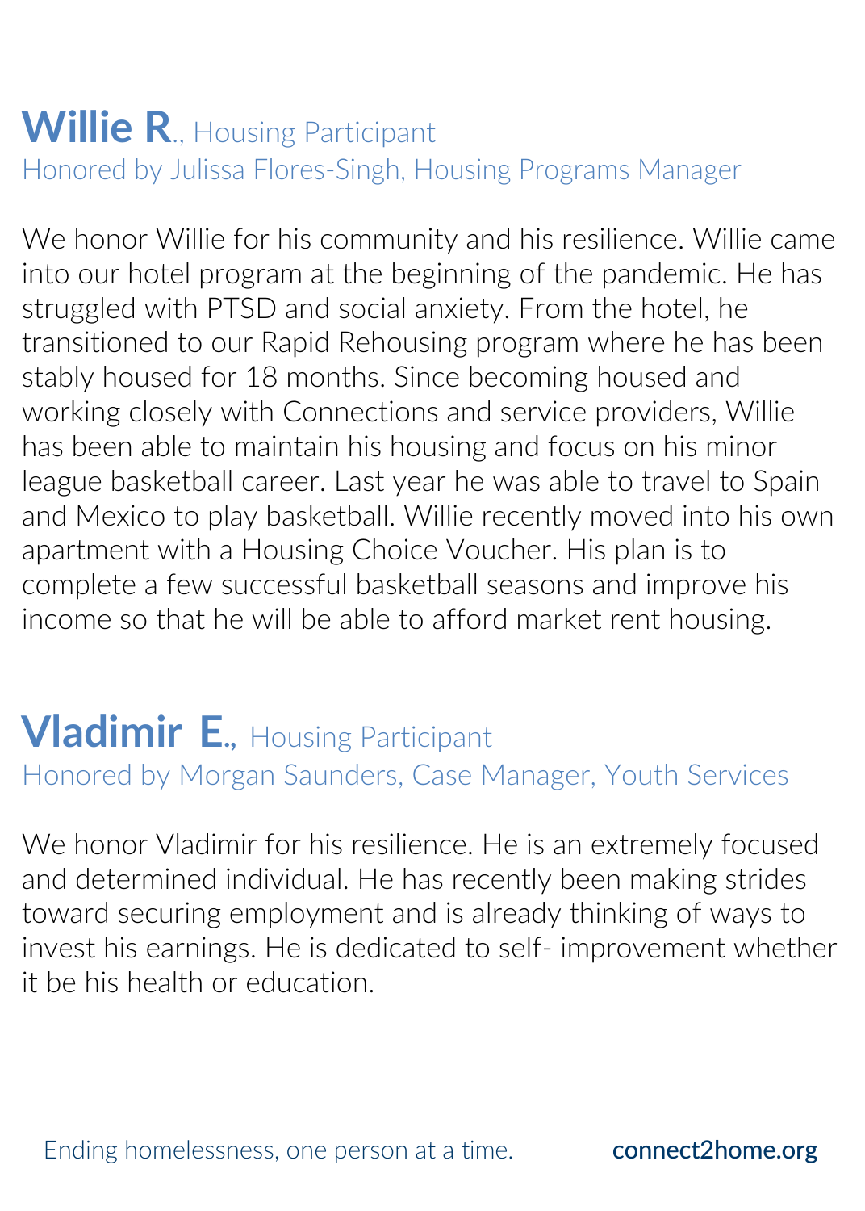## **Willie R**., Housing Participant

Honored by Julissa Flores-Singh, Housing Programs Manager

We honor Willie for his community and his resilience. Willie came into our hotel program at the beginning of the pandemic. He has struggled with PTSD and social anxiety. From the hotel, he transitioned to our Rapid Rehousing program where he has been stably housed for 18 months. Since becoming housed and working closely with Connections and service providers, Willie has been able to maintain his housing and focus on his minor league basketball career. Last year he was able to travel to Spain and Mexico to play basketball. Willie recently moved into his own apartment with a Housing Choice Voucher. His plan is to complete a few successful basketball seasons and improve his income so that he will be able to afford market rent housing.

## **Vladimir E.**, Housing Participant

Honored by Morgan Saunders, Case Manager, Youth Services

We honor Vladimir for his resilience. He is an extremely focused and determined individual. He has recently been making strides toward securing employment and is already thinking of ways to invest his earnings. He is dedicated to self- improvement whether it be his health or education.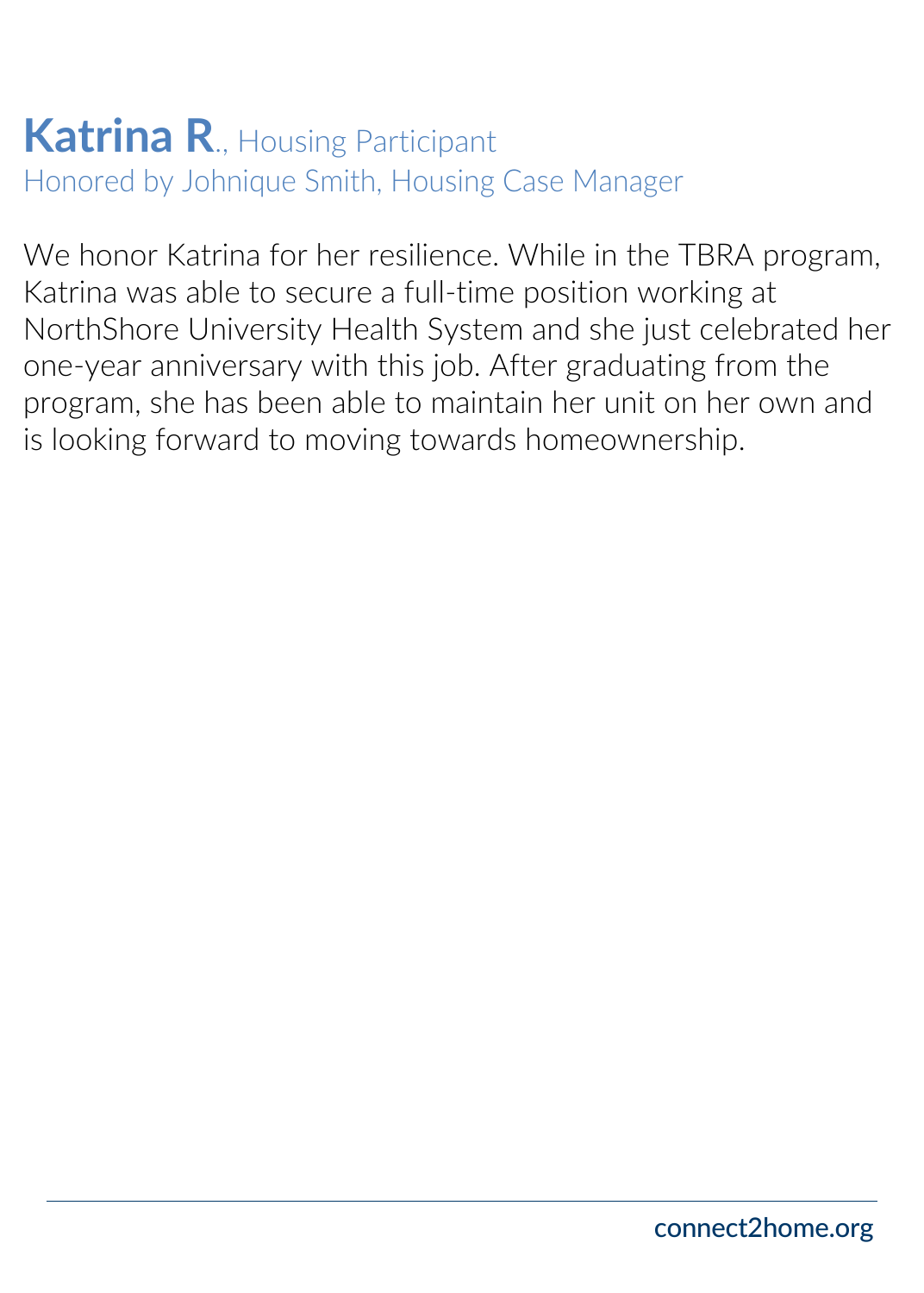## **Katrina R.**, Housing Participant

Honored by Johnique Smith, Housing Case Manager

We honor Katrina for her resilience. While in the TBRA program, Katrina was able to secure a full-time position working at NorthShore University Health System and she just celebrated her one-year anniversary with this job. After graduating from the program, she has been able to maintain her unit on her own and is looking forward to moving towards homeownership.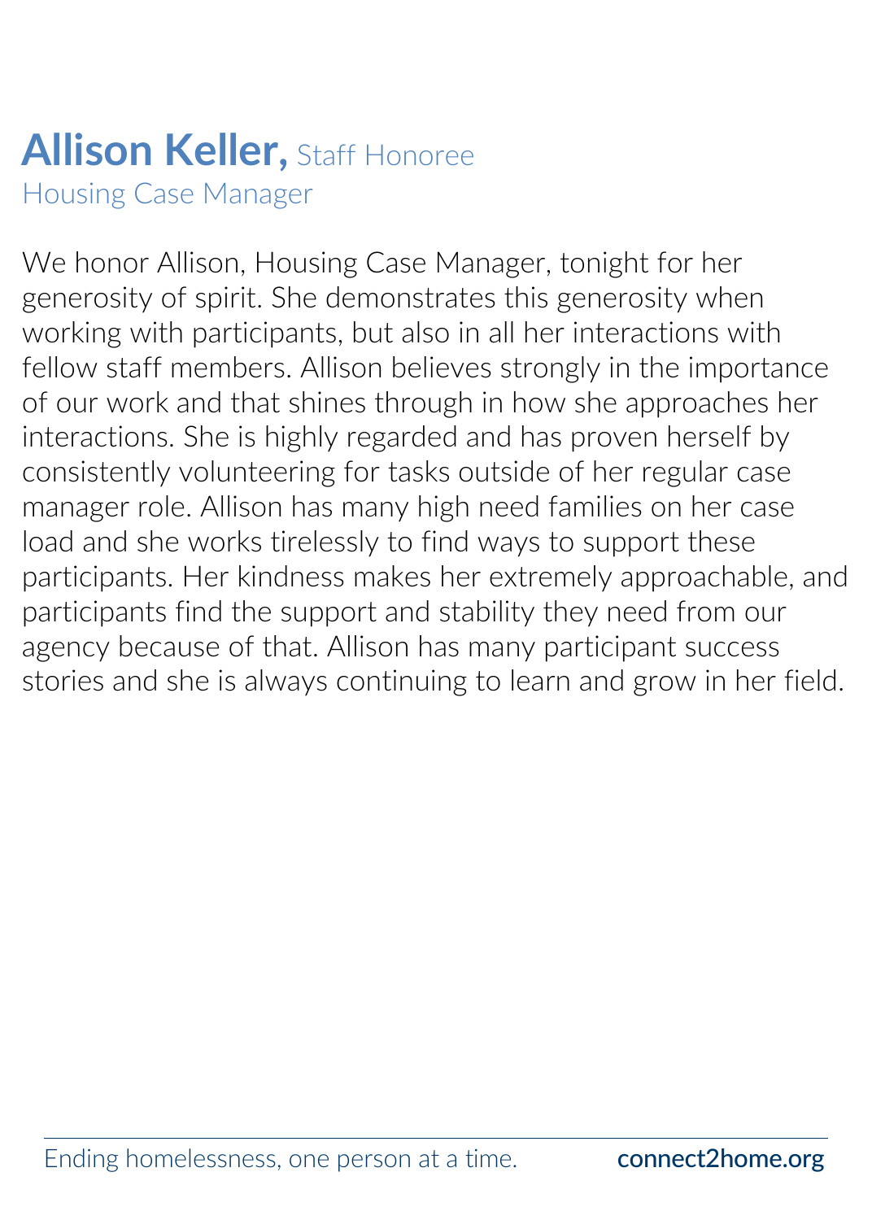# **Allison Keller,** Staff Honoree

Housing Case Manager

We honor Allison, Housing Case Manager, tonight for her generosity of spirit. She demonstrates this generosity when working with participants, but also in all her interactions with fellow staff members. Allison believes strongly in the importance of our work and that shines through in how she approaches her interactions. She is highly regarded and has proven herself by consistently volunteering for tasks outside of her regular case manager role. Allison has many high need families on her case load and she works tirelessly to find ways to support these participants. Her kindness makes her extremely approachable, and participants find the support and stability they need from our agency because of that. Allison has many participant success stories and she is always continuing to learn and grow in her field.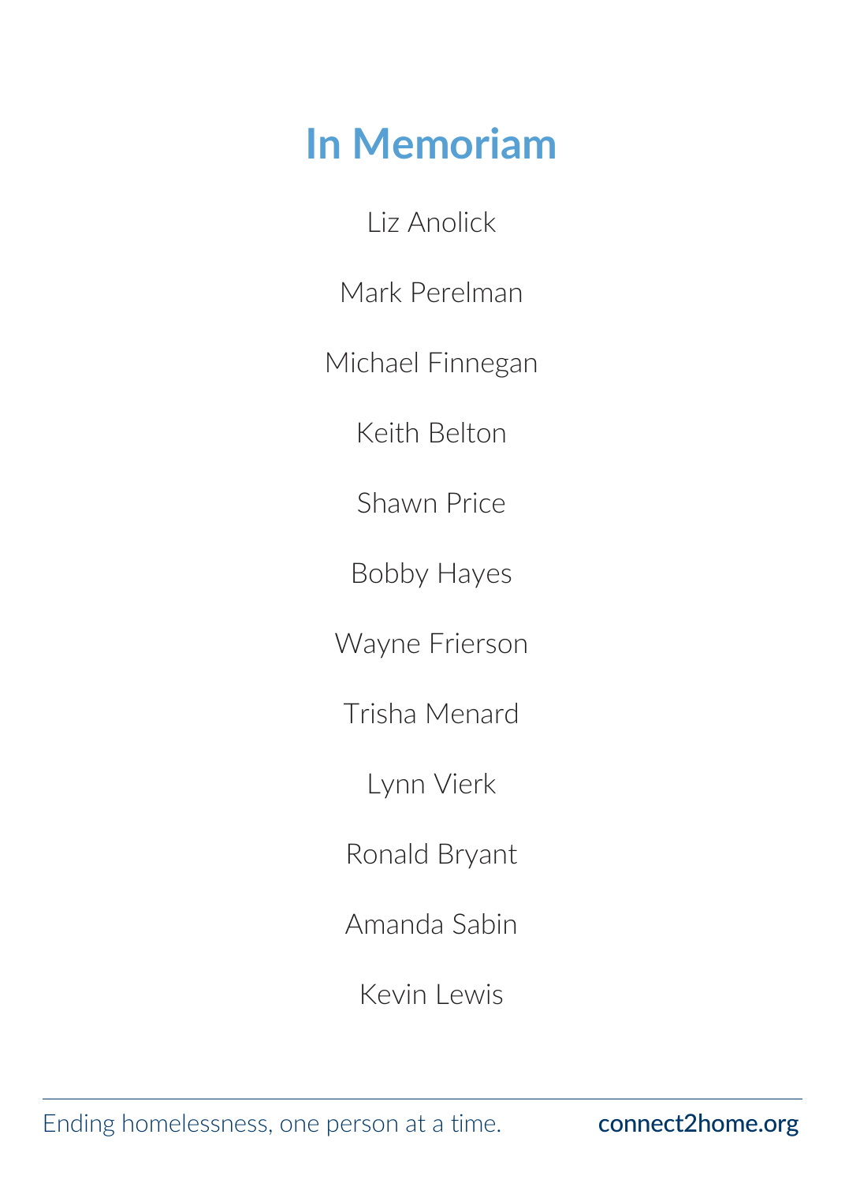# In Memoriam

Liz Anolick

Mark Perelman

Michael Finnegan

Keith Belton

Shawn Price

Bobby Hayes

Wayne Frierson

Trisha Menard

Lynn Vierk

Ronald Bryant

Amanda Sabin

Kevin Lewis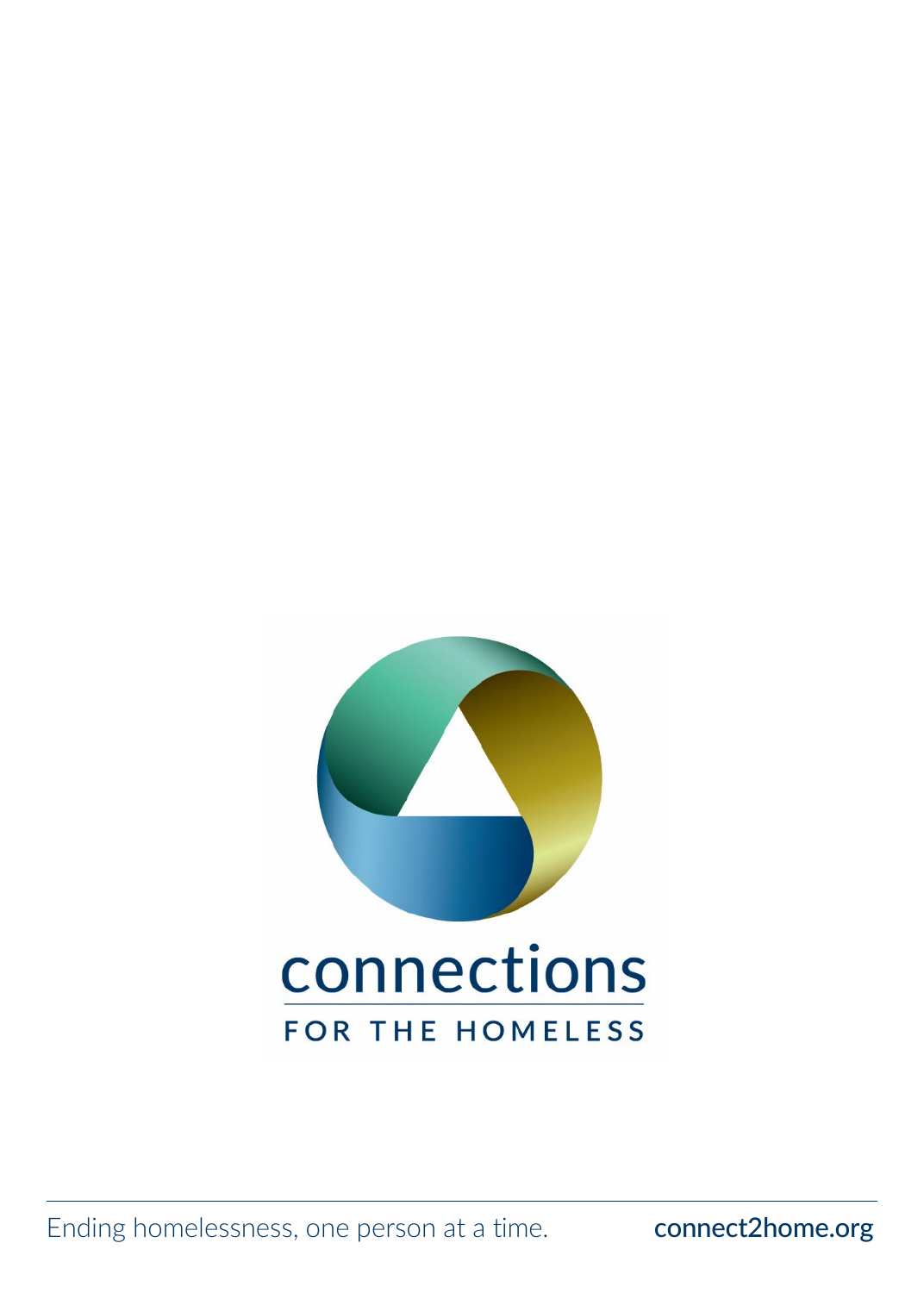connections

FOR THE HOMELESS

Ending homelessness, one person at a time.

**connect2home.org**